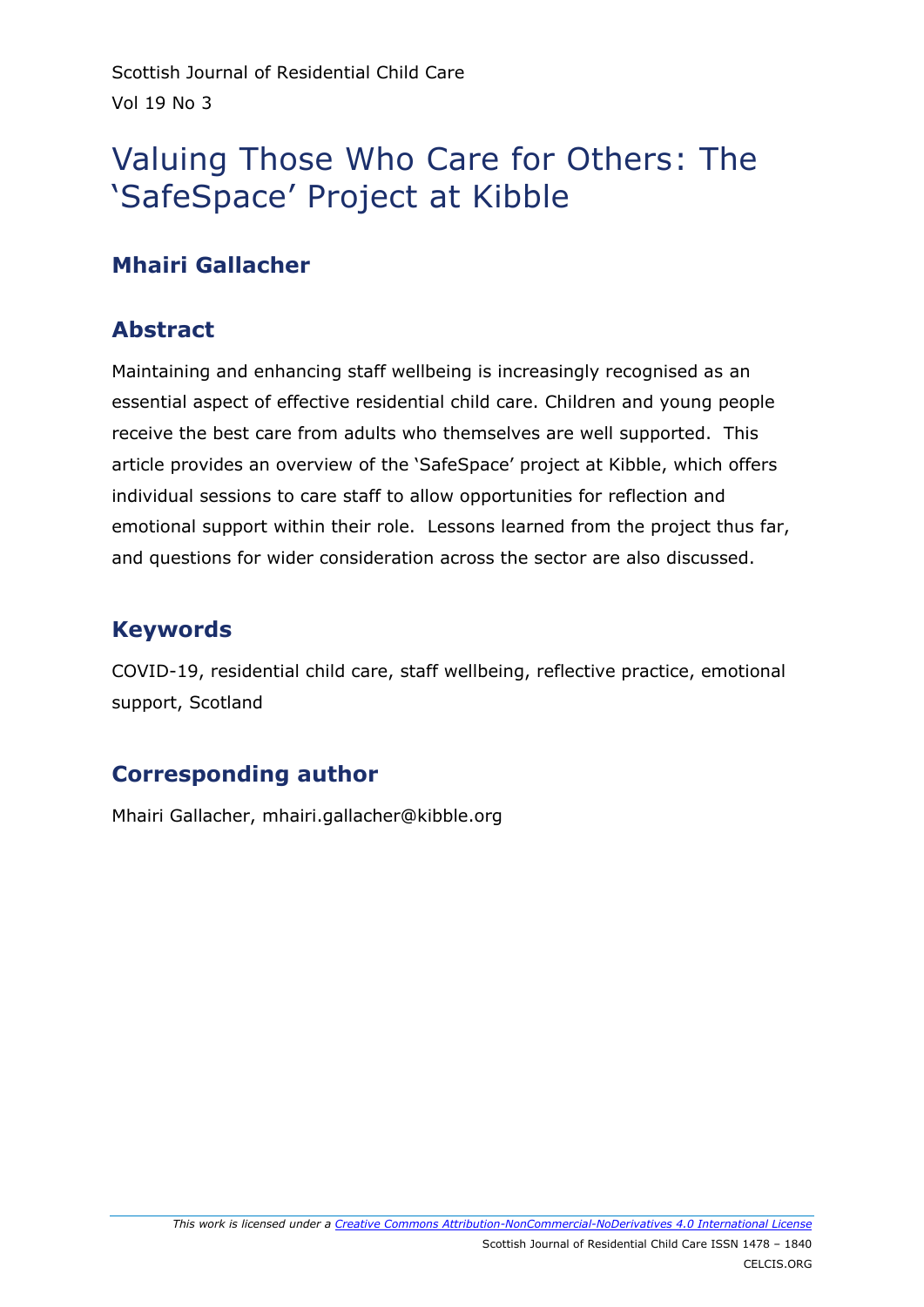Scottish Journal of Residential Child Care
Vol 19 No 3

# Valuing Those Who Care for Others: The 'SafeSpace' Project at Kibble

## Mhairi Gallacher

## Abstract

Maintaining and enhancing staff wellbeing is increasingly recognised as an essential aspect of effective residential child care. Children and young people receive the best care from adults who themselves are well supported. This article provides an overview of the 'SafeSpace' project at Kibble, which offers individual sessions to care staff to allow opportunities for reflection and emotional support within their role. Lessons learned from the project thus far, and questions for wider consideration across the sector are also discussed.

## Keywords

COVID-19, residential child care, staff wellbeing, reflective practice, emotional support, Scotland

## Corresponding author

Mhairi Gallacher, mhairi.gallacher@kibble.org

*This work is licensed under a Creative Commons Attribution-NonCommercial-NoDerivatives 4.0 International License*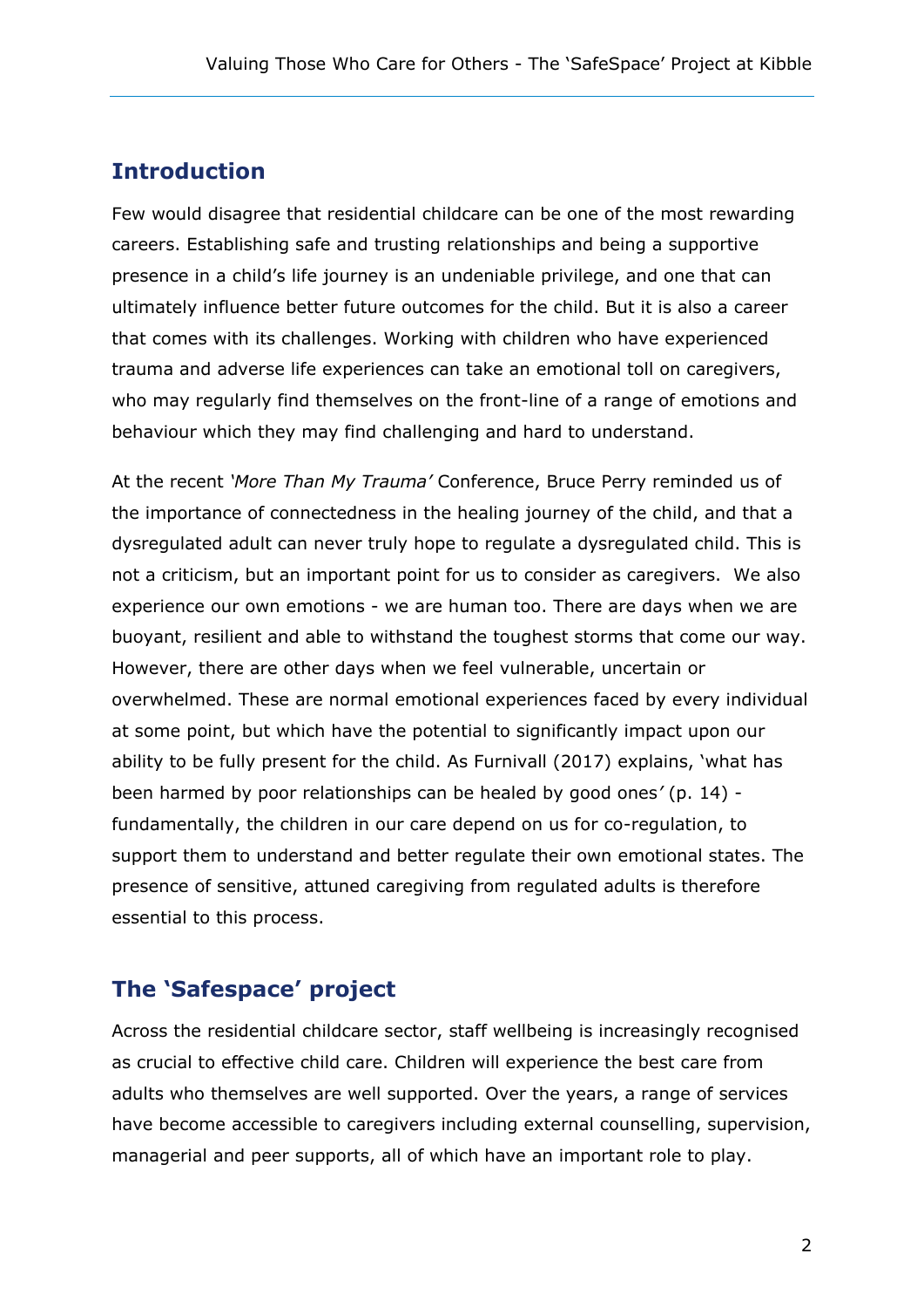## Introduction

Few would disagree that residential childcare can be one of the most rewarding careers. Establishing safe and trusting relationships and being a supportive presence in a child's life journey is an undeniable privilege, and one that can ultimately influence better future outcomes for the child. But it is also a career that comes with its challenges. Working with children who have experienced trauma and adverse life experiences can take an emotional toll on caregivers, who may regularly find themselves on the front-line of a range of emotions and behaviour which they may find challenging and hard to understand.

At the recent *'More Than My Trauma'* Conference, Bruce Perry reminded us of the importance of connectedness in the healing journey of the child, and that a dysregulated adult can never truly hope to regulate a dysregulated child. This is not a criticism, but an important point for us to consider as caregivers. We also experience our own emotions - we are human too. There are days when we are buoyant, resilient and able to withstand the toughest storms that come our way. However, there are other days when we feel vulnerable, uncertain or overwhelmed. These are normal emotional experiences faced by every individual at some point, but which have the potential to significantly impact upon our ability to be fully present for the child. As Furnivall (2017) explains, 'what has been harmed by poor relationships can be healed by good ones*'* (p. 14) - fundamentally, the children in our care depend on us for co-regulation, to support them to understand and better regulate their own emotional states. The presence of sensitive, attuned caregiving from regulated adults is therefore essential to this process.

## The 'Safespace' project

Across the residential childcare sector, staff wellbeing is increasingly recognised as crucial to effective child care. Children will experience the best care from adults who themselves are well supported. Over the years, a range of services have become accessible to caregivers including external counselling, supervision, managerial and peer supports, all of which have an important role to play.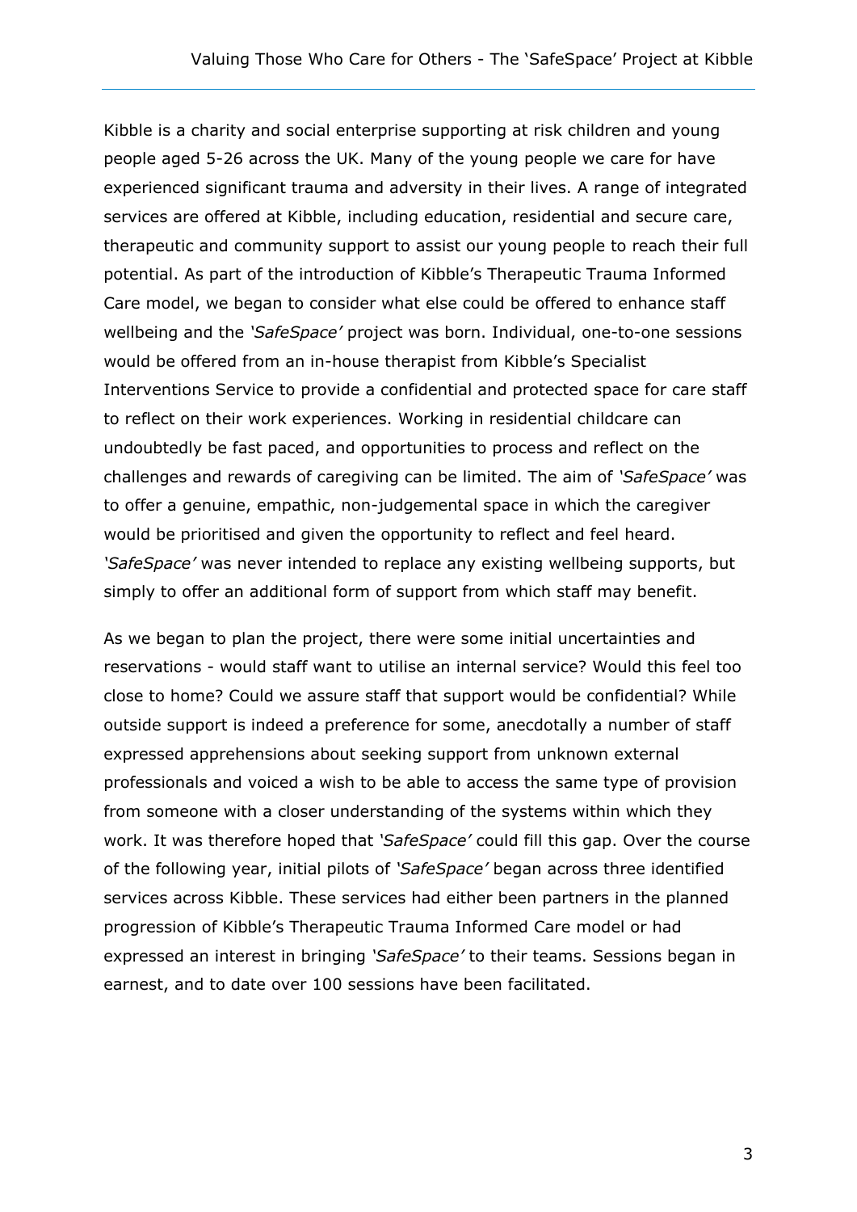Kibble is a charity and social enterprise supporting at risk children and young people aged 5-26 across the UK. Many of the young people we care for have experienced significant trauma and adversity in their lives. A range of integrated services are offered at Kibble, including education, residential and secure care, therapeutic and community support to assist our young people to reach their full potential. As part of the introduction of Kibble's Therapeutic Trauma Informed Care model, we began to consider what else could be offered to enhance staff wellbeing and the *'SafeSpace'* project was born. Individual, one-to-one sessions would be offered from an in-house therapist from Kibble's Specialist Interventions Service to provide a confidential and protected space for care staff to reflect on their work experiences. Working in residential childcare can undoubtedly be fast paced, and opportunities to process and reflect on the challenges and rewards of caregiving can be limited. The aim of *'SafeSpace'* was to offer a genuine, empathic, non-judgemental space in which the caregiver would be prioritised and given the opportunity to reflect and feel heard. *'SafeSpace'* was never intended to replace any existing wellbeing supports, but simply to offer an additional form of support from which staff may benefit.

As we began to plan the project, there were some initial uncertainties and reservations - would staff want to utilise an internal service? Would this feel too close to home? Could we assure staff that support would be confidential? While outside support is indeed a preference for some, anecdotally a number of staff expressed apprehensions about seeking support from unknown external professionals and voiced a wish to be able to access the same type of provision from someone with a closer understanding of the systems within which they work. It was therefore hoped that *'SafeSpace'* could fill this gap. Over the course of the following year, initial pilots of *'SafeSpace'* began across three identified services across Kibble. These services had either been partners in the planned progression of Kibble's Therapeutic Trauma Informed Care model or had expressed an interest in bringing *'SafeSpace'* to their teams. Sessions began in earnest, and to date over 100 sessions have been facilitated.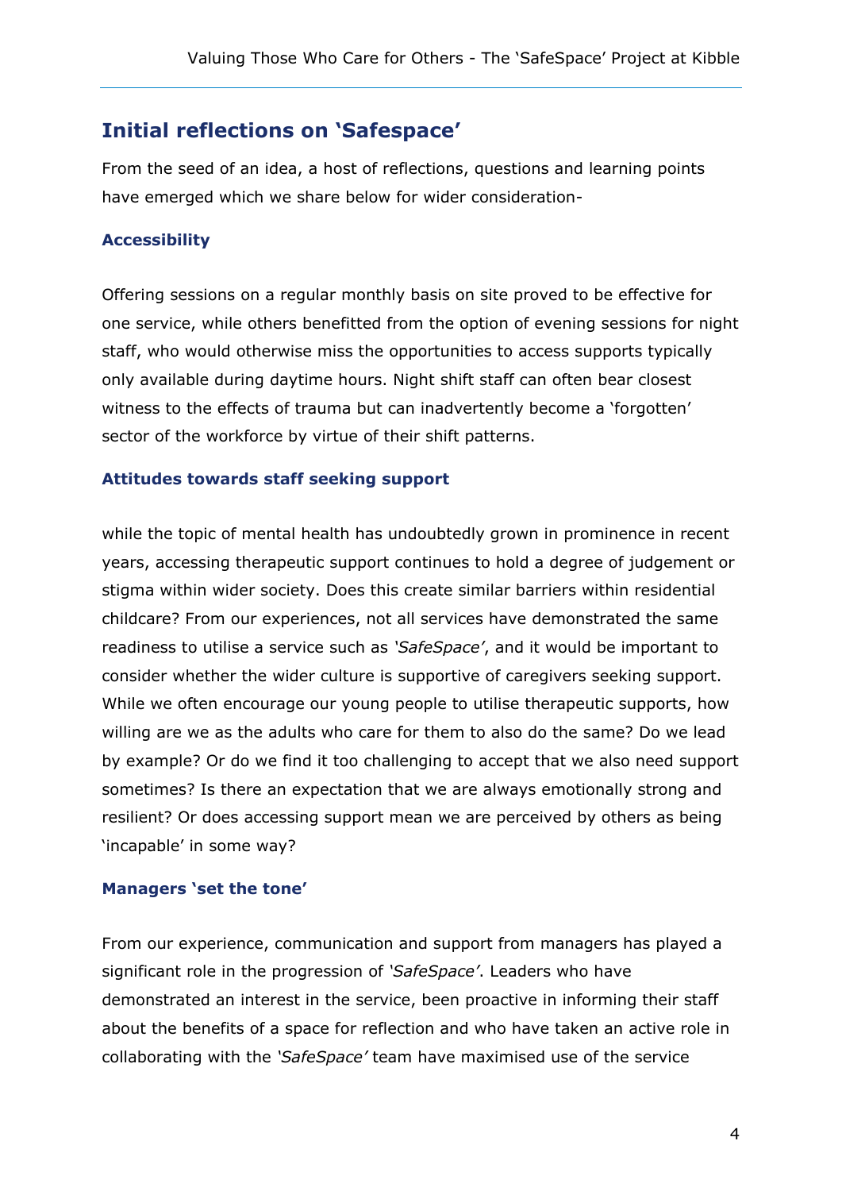## Initial reflections on 'Safespace'

From the seed of an idea, a host of reflections, questions and learning points have emerged which we share below for wider consideration-

### Accessibility

Offering sessions on a regular monthly basis on site proved to be effective for one service, while others benefitted from the option of evening sessions for night staff, who would otherwise miss the opportunities to access supports typically only available during daytime hours. Night shift staff can often bear closest witness to the effects of trauma but can inadvertently become a 'forgotten' sector of the workforce by virtue of their shift patterns.

### Attitudes towards staff seeking support

while the topic of mental health has undoubtedly grown in prominence in recent years, accessing therapeutic support continues to hold a degree of judgement or stigma within wider society. Does this create similar barriers within residential childcare? From our experiences, not all services have demonstrated the same readiness to utilise a service such as *'SafeSpace'*, and it would be important to consider whether the wider culture is supportive of caregivers seeking support. While we often encourage our young people to utilise therapeutic supports, how willing are we as the adults who care for them to also do the same? Do we lead by example? Or do we find it too challenging to accept that we also need support sometimes? Is there an expectation that we are always emotionally strong and resilient? Or does accessing support mean we are perceived by others as being 'incapable' in some way?

### Managers 'set the tone'

From our experience, communication and support from managers has played a significant role in the progression of *'SafeSpace'*. Leaders who have demonstrated an interest in the service, been proactive in informing their staff about the benefits of a space for reflection and who have taken an active role in collaborating with the *'SafeSpace'* team have maximised use of the service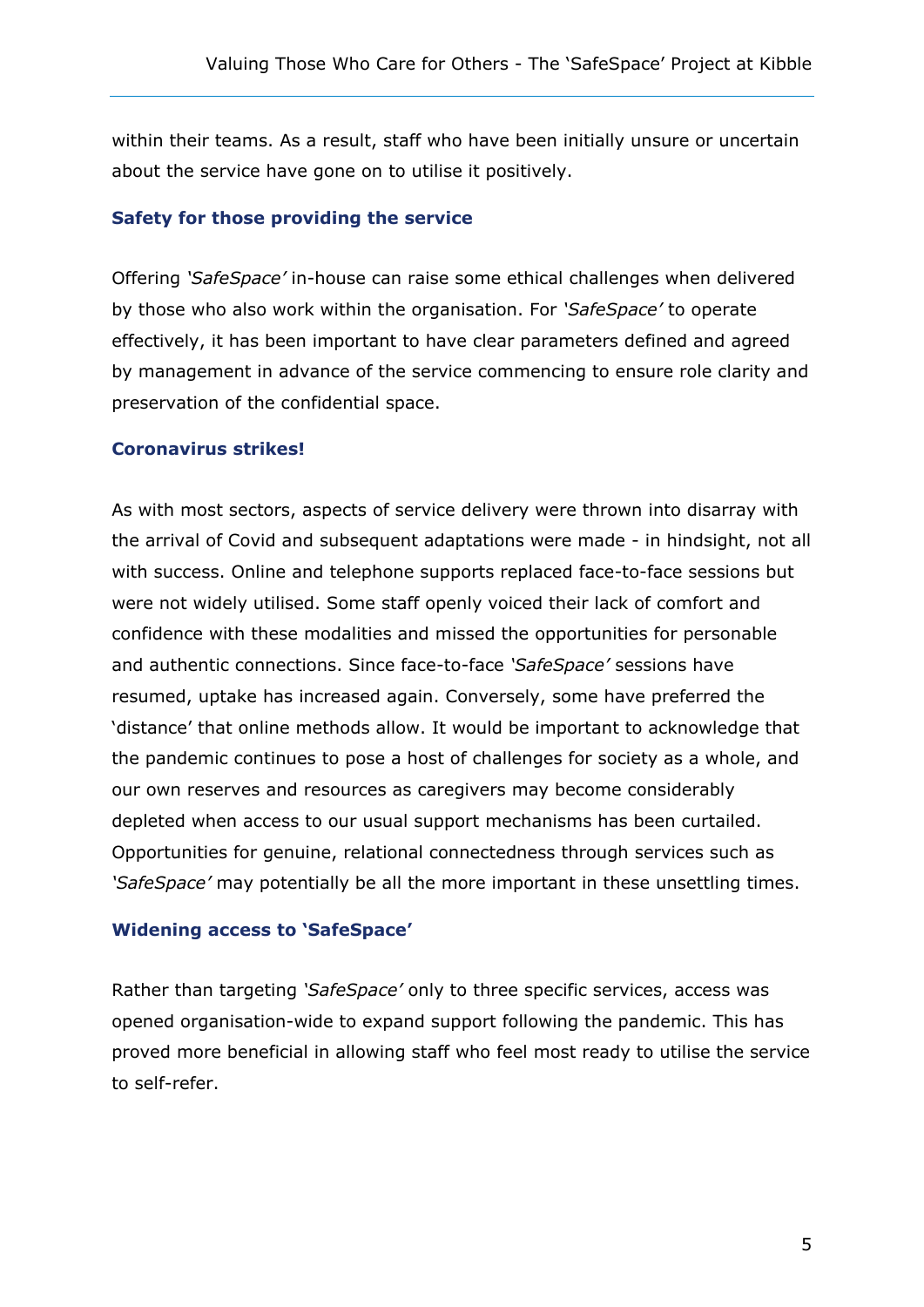within their teams. As a result, staff who have been initially unsure or uncertain about the service have gone on to utilise it positively.

### Safety for those providing the service

Offering *'SafeSpace'* in-house can raise some ethical challenges when delivered by those who also work within the organisation. For *'SafeSpace'* to operate effectively, it has been important to have clear parameters defined and agreed by management in advance of the service commencing to ensure role clarity and preservation of the confidential space.

### Coronavirus strikes!

As with most sectors, aspects of service delivery were thrown into disarray with the arrival of Covid and subsequent adaptations were made - in hindsight, not all with success. Online and telephone supports replaced face-to-face sessions but were not widely utilised. Some staff openly voiced their lack of comfort and confidence with these modalities and missed the opportunities for personable and authentic connections. Since face-to-face *'SafeSpace'* sessions have resumed, uptake has increased again. Conversely, some have preferred the 'distance' that online methods allow. It would be important to acknowledge that the pandemic continues to pose a host of challenges for society as a whole, and our own reserves and resources as caregivers may become considerably depleted when access to our usual support mechanisms has been curtailed. Opportunities for genuine, relational connectedness through services such as *'SafeSpace'* may potentially be all the more important in these unsettling times.

### Widening access to 'SafeSpace'

Rather than targeting *'SafeSpace'* only to three specific services, access was opened organisation-wide to expand support following the pandemic. This has proved more beneficial in allowing staff who feel most ready to utilise the service to self-refer.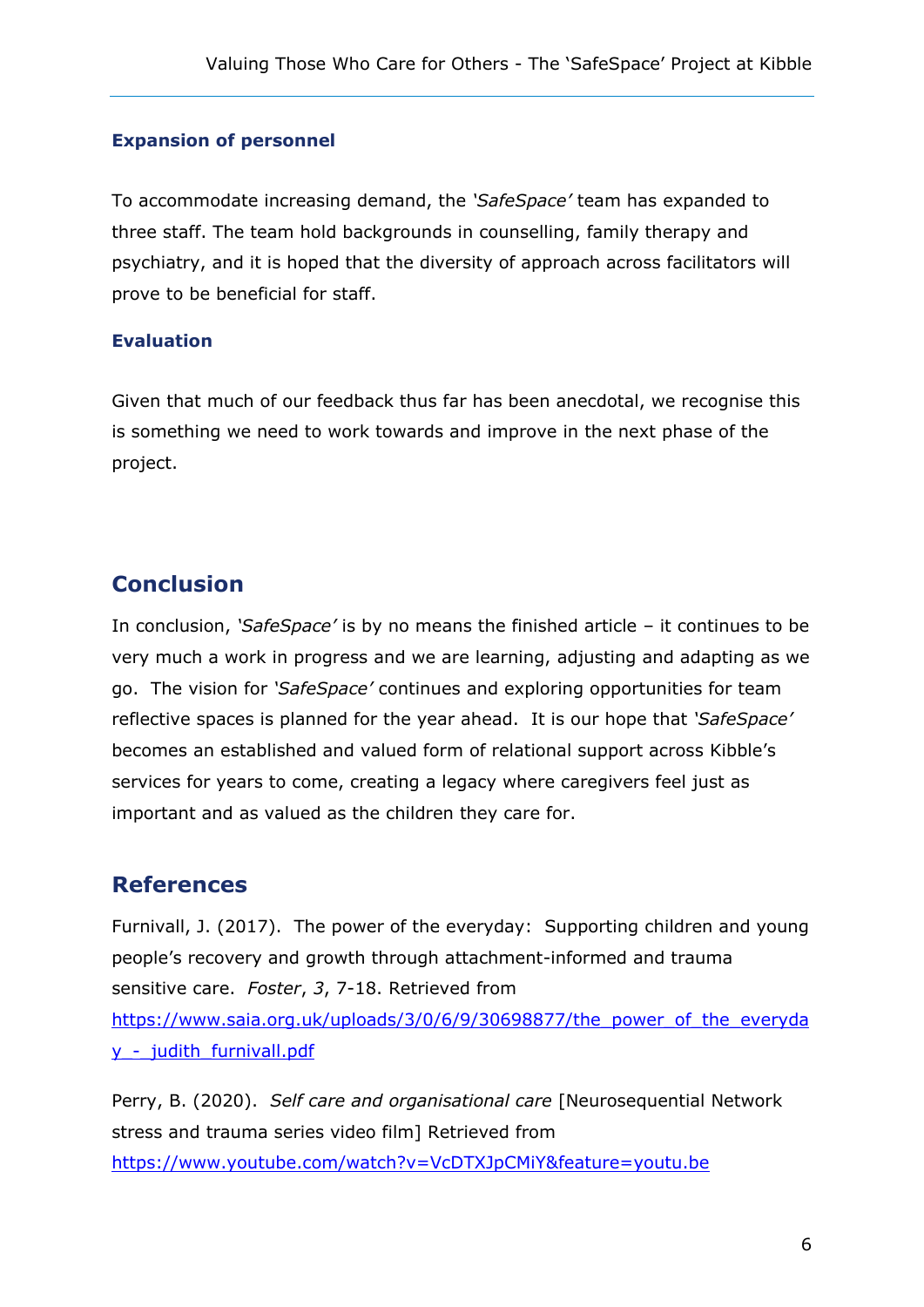### Expansion of personnel

To accommodate increasing demand, the *'SafeSpace'* team has expanded to three staff. The team hold backgrounds in counselling, family therapy and psychiatry, and it is hoped that the diversity of approach across facilitators will prove to be beneficial for staff.

### Evaluation

Given that much of our feedback thus far has been anecdotal, we recognise this is something we need to work towards and improve in the next phase of the project.

## Conclusion

In conclusion, *'SafeSpace'* is by no means the finished article – it continues to be very much a work in progress and we are learning, adjusting and adapting as we go. The vision for *'SafeSpace'* continues and exploring opportunities for team reflective spaces is planned for the year ahead. It is our hope that *'SafeSpace'* becomes an established and valued form of relational support across Kibble's services for years to come, creating a legacy where caregivers feel just as important and as valued as the children they care for.

## References

Furnivall, J. (2017). The power of the everyday: Supporting children and young people's recovery and growth through attachment-informed and trauma sensitive care. *Foster*, *3*, 7-18. Retrieved from [https://www.saia.org.uk/uploads/3/0/6/9/30698877/the_power_of_the_everyday_-_judith_furnivall.pdf](https://www.saia.org.uk/uploads/3/0/6/9/30698877/the_power_of_the_everyday_-_judith_furnivall.pdf)

Perry, B. (2020). *Self care and organisational care* [Neurosequential Network stress and trauma series video film] Retrieved from [https://www.youtube.com/watch?v=VcDTXJpCMiY&feature=youtu.be](https://www.youtube.com/watch?v=VcDTXJpCMiY&feature=youtu.be)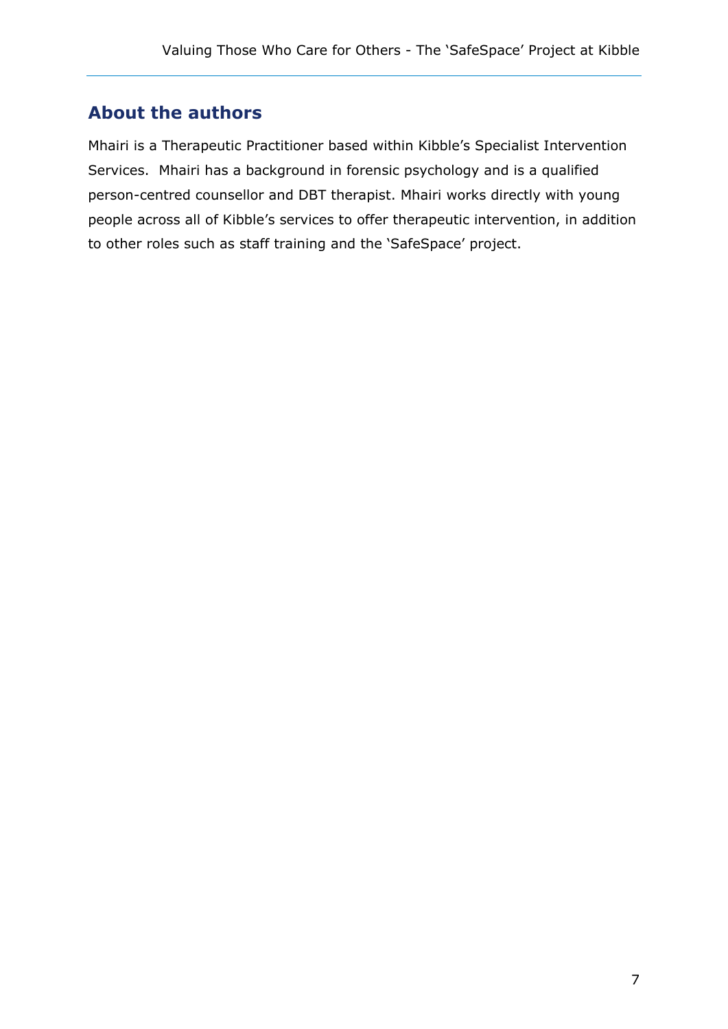## About the authors

Mhairi is a Therapeutic Practitioner based within Kibble's Specialist Intervention Services. Mhairi has a background in forensic psychology and is a qualified person-centred counsellor and DBT therapist. Mhairi works directly with young people across all of Kibble's services to offer therapeutic intervention, in addition to other roles such as staff training and the 'SafeSpace' project.